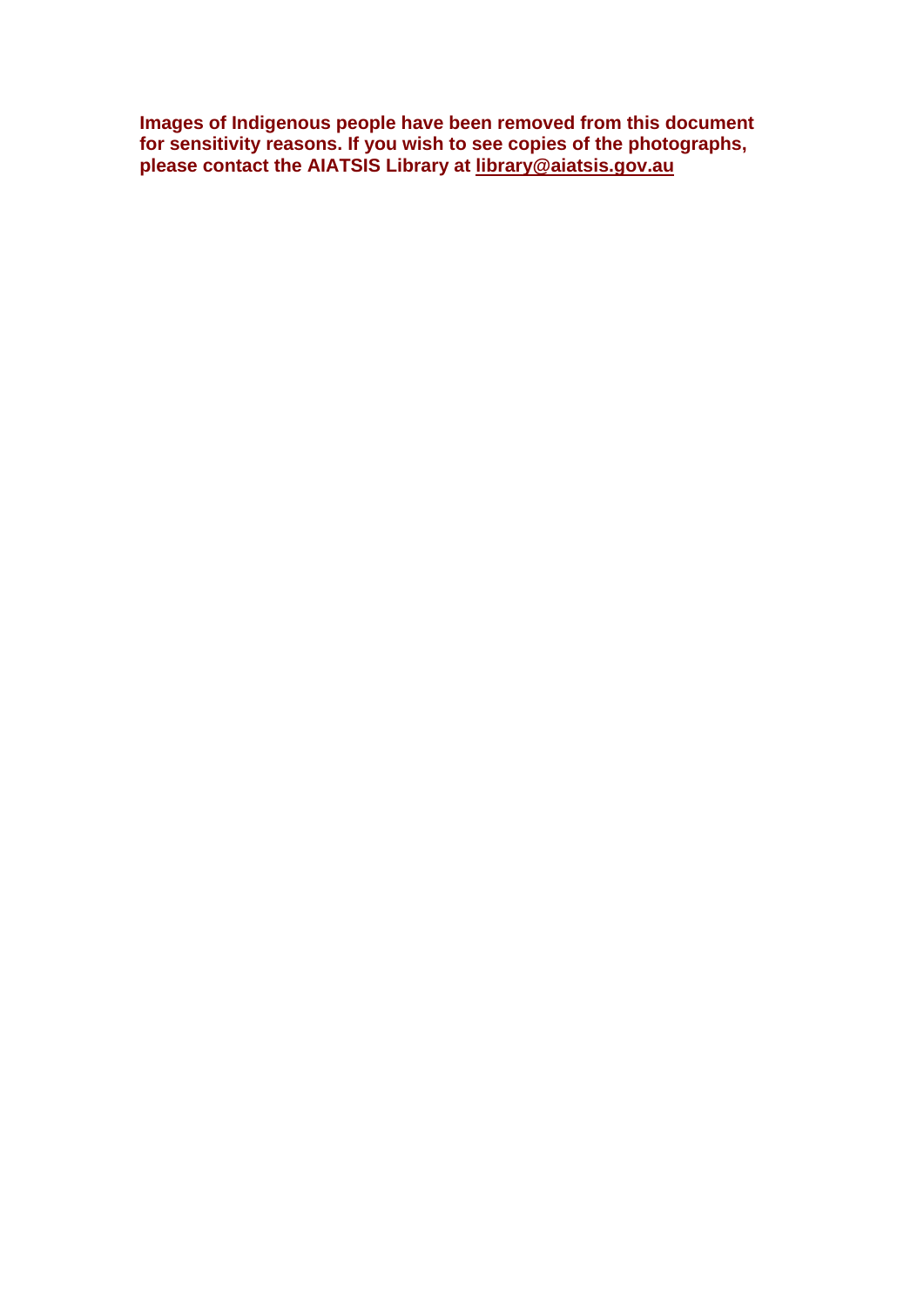**Images of Indigenous people have been removed from this document for sensitivity reasons. If you wish to see copies of the photographs, please contact the AIATSIS Library at library@aiatsis.gov.au**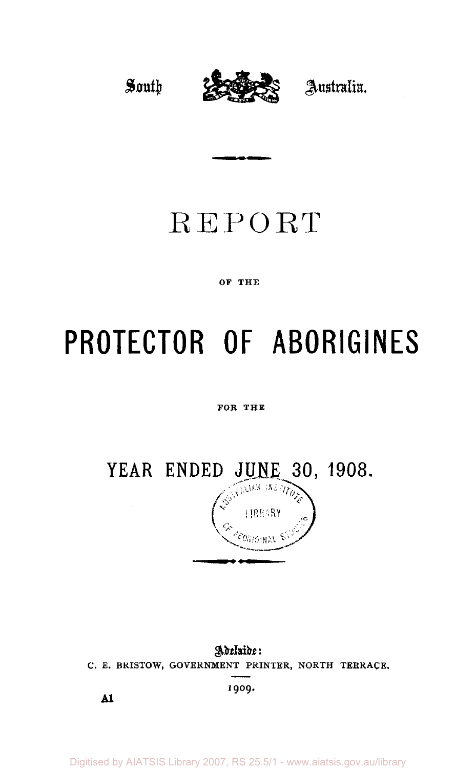South Australia.

# REPORT

OF THE

# PROTECTOR OF ABORIGINES

FOR THE

## YEAR ENDED JUNE 30, 1908.

Adelaide:
C. E. BRISTOW, GOVERNMENT PRINTER, NORTH TERRACE.

1909.

A1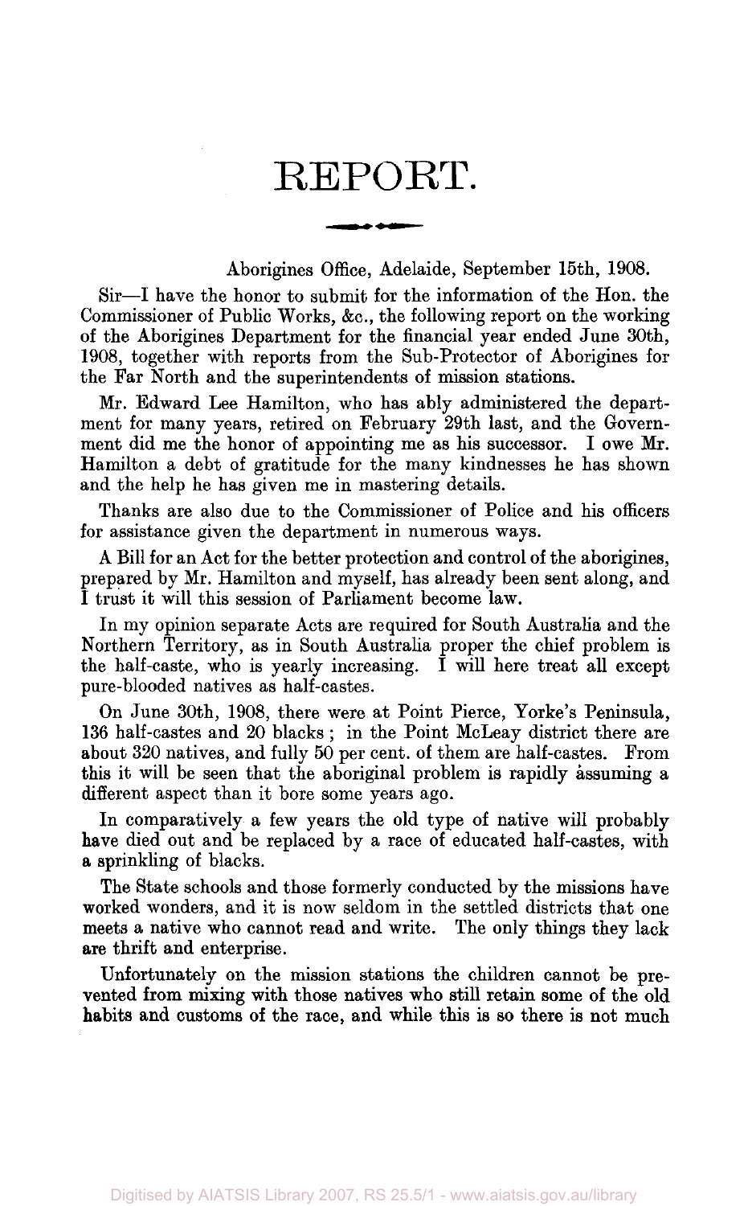# REPORT.

Aborigines Office, Adelaide, September 15th, 1908.

Sir—I have the honor to submit for the information of the Hon. the Commissioner of Public Works, &c., the following report on the working of the Aborigines Department for the financial year ended June 30th, 1908, together with reports from the Sub-Protector of Aborigines for the Far North and the superintendents of mission stations.

Mr. Edward Lee Hamilton, who has ably administered the department for many years, retired on February 29th last, and the Government did me the honor of appointing me as his successor. I owe Mr. Hamilton a debt of gratitude for the many kindnesses he has shown and the help he has given me in mastering details.

Thanks are also due to the Commissioner of Police and his officers for assistance given the department in numerous ways.

A Bill for an Act for the better protection and control of the aborigines, prepared by Mr. Hamilton and myself, has already been sent along, and I trust it will this session of Parliament become law.

In my opinion separate Acts are required for South Australia and the Northern Territory, as in South Australia proper the chief problem is the half-caste, who is yearly increasing. I will here treat all except pure-blooded natives as half-castes.

On June 30th, 1908, there were at Point Pierce, Yorke's Peninsula, 136 half-castes and 20 blacks; in the Point McLeay district there are about 320 natives, and fully 50 per cent. of them are half-castes. From this it will be seen that the aboriginal problem is rapidly assuming a different aspect than it bore some years ago.

In comparatively a few years the old type of native will probably have died out and be replaced by a race of educated half-castes, with a sprinkling of blacks.

The State schools and those formerly conducted by the missions have worked wonders, and it is now seldom in the settled districts that one meets a native who cannot read and write. The only things they lack are thrift and enterprise.

Unfortunately on the mission stations the children cannot be prevented from mixing with those natives who still retain some of the old habits and customs of the race, and while this is so there is not much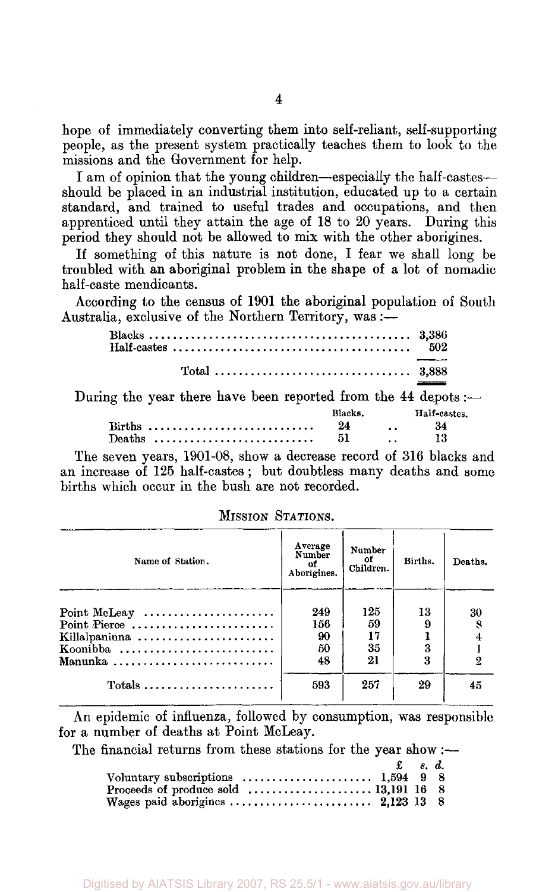hope of immediately converting them into self-reliant, self-supporting people, as the present system practically teaches them to look to the missions and the Government for help.

I am of opinion that the young children—especially the half-castes—should be placed in an industrial institution, educated up to a certain standard, and trained to useful trades and occupations, and then apprenticed until they attain the age of 18 to 20 years. During this period they should not be allowed to mix with the other aborigines.

If something of this nature is not done, I fear we shall long be troubled with an aboriginal problem in the shape of a lot of nomadic half-caste mendicants.

According to the census of 1901 the aboriginal population of South Australia, exclusive of the Northern Territory, was:—

| | |
|---|---|
| Blacks | 3,386 |
| Half-castes | 502 |
| Total | 3,888 |

During the year there have been reported from the 44 depots:—

| | Blacks. | Half-castes. |
|---|---|---|
| Births | 24 | 34 |
| Deaths | 51 | 13 |

The seven years, 1901-08, show a decrease record of 316 blacks and an increase of 125 half-castes; but doubtless many deaths and some births which occur in the bush are not recorded.

## Mission Stations.

| Name of Station. | Average Number of Aborigines. | Number of Children. | Births. | Deaths. |
|---|---|---|---|---|
| Point McLeay | 249 | 125 | 13 | 30 |
| Point Pierce | 156 | 59 | 9 | 8 |
| Killalpaninna | 90 | 17 | 1 | 4 |
| Koonibba | 50 | 35 | 3 | 1 |
| Manunka | 48 | 21 | 3 | 2 |
| Totals | 593 | 257 | 29 | 45 |

An epidemic of influenza, followed by consumption, was responsible for a number of deaths at Point McLeay.

The financial returns from these stations for the year show:—

| | £ | s. | d. |
|---|---|---|---|
| Voluntary subscriptions | 1,594 | 9 | 8 |
| Proceeds of produce sold | 13,191 | 16 | 8 |
| Wages paid aborigines | 2,123 | 13 | 8 |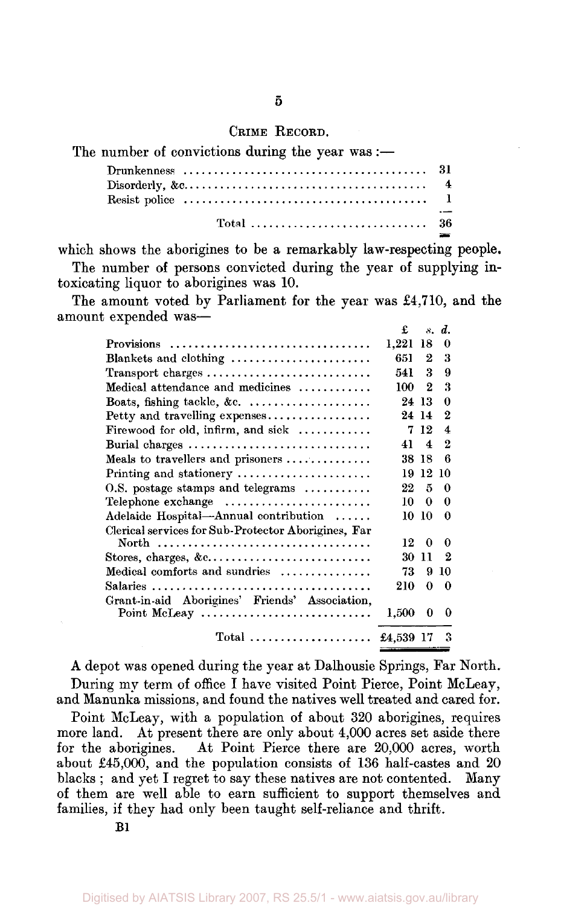## Crime Record.

The number of convictions during the year was :—

| | |
|---|---|
| Drunkenness | 31 |
| Disorderly, &c. | 4 |
| Resist police | 1 |
| Total | 36 |

which shows the aborigines to be a remarkably law-respecting people.

The number of persons convicted during the year of supplying intoxicating liquor to aborigines was 10.

The amount voted by Parliament for the year was £4,710, and the amount expended was—

| | £ | s. | d. |
|---|---|---|---|
| Provisions | 1,221 | 18 | 0 |
| Blankets and clothing | 651 | 2 | 3 |
| Transport charges | 541 | 3 | 9 |
| Medical attendance and medicines | 100 | 2 | 3 |
| Boats, fishing tackle, &c. | 24 | 13 | 0 |
| Petty and travelling expenses | 24 | 14 | 2 |
| Firewood for old, infirm, and sick | 7 | 12 | 4 |
| Burial charges | 41 | 4 | 2 |
| Meals to travellers and prisoners | 38 | 18 | 6 |
| Printing and stationery | 19 | 12 | 10 |
| O.S. postage stamps and telegrams | 22 | 5 | 0 |
| Telephone exchange | 10 | 0 | 0 |
| Adelaide Hospital—Annual contribution | 10 | 10 | 0 |
| Clerical services for Sub-Protector Aborigines, Far North | 12 | 0 | 0 |
| Stores, charges, &c. | 30 | 11 | 2 |
| Medical comforts and sundries | 73 | 9 | 10 |
| Salaries | 210 | 0 | 0 |
| Grant-in-aid Aborigines' Friends' Association, Point McLeay | 1,500 | 0 | 0 |
| Total | £4,539 | 17 | 3 |

A depot was opened during the year at Dalhousie Springs, Far North.

During my term of office I have visited Point Pierce, Point McLeay, and Manunka missions, and found the natives well treated and cared for.

Point McLeay, with a population of about 320 aborigines, requires more land. At present there are only about 4,000 acres set aside there for the aborigines. At Point Pierce there are 20,000 acres, worth about £45,000, and the population consists of 136 half-castes and 20 blacks ; and yet I regret to say these natives are not contented. Many of them are well able to earn sufficient to support themselves and families, if they had only been taught self-reliance and thrift.

B1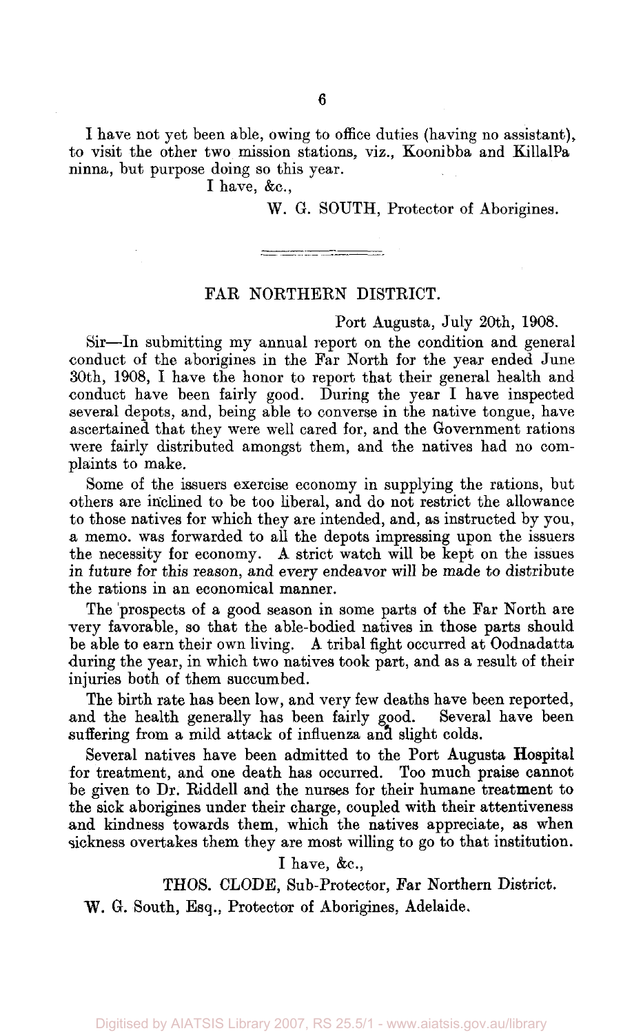I have not yet been able, owing to office duties (having no assistant), to visit the other two mission stations, viz., Koonibba and Killalpaninna, but purpose doing so this year.

I have, &c.,

W. G. SOUTH, Protector of Aborigines.

---

## FAR NORTHERN DISTRICT.

Port Augusta, July 20th, 1908.

Sir—In submitting my annual report on the condition and general conduct of the aborigines in the Far North for the year ended June 30th, 1908, I have the honor to report that their general health and conduct have been fairly good. During the year I have inspected several depots, and, being able to converse in the native tongue, have ascertained that they were well cared for, and the Government rations were fairly distributed amongst them, and the natives had no complaints to make.

Some of the issuers exercise economy in supplying the rations, but others are inclined to be too liberal, and do not restrict the allowance to those natives for which they are intended, and, as instructed by you, a memo. was forwarded to all the depots impressing upon the issuers the necessity for economy. A strict watch will be kept on the issues in future for this reason, and every endeavor will be made to distribute the rations in an economical manner.

The prospects of a good season in some parts of the Far North are very favorable, so that the able-bodied natives in those parts should be able to earn their own living. A tribal fight occurred at Oodnadatta during the year, in which two natives took part, and as a result of their injuries both of them succumbed.

The birth rate has been low, and very few deaths have been reported, and the health generally has been fairly good. Several have been suffering from a mild attack of influenza and slight colds.

Several natives have been admitted to the Port Augusta Hospital for treatment, and one death has occurred. Too much praise cannot be given to Dr. Riddell and the nurses for their humane treatment to the sick aborigines under their charge, coupled with their attentiveness and kindness towards them, which the natives appreciate, as when sickness overtakes them they are most willing to go to that institution.

I have, &c.,

THOS. CLODE, Sub-Protector, Far Northern District.

W. G. South, Esq., Protector of Aborigines, Adelaide.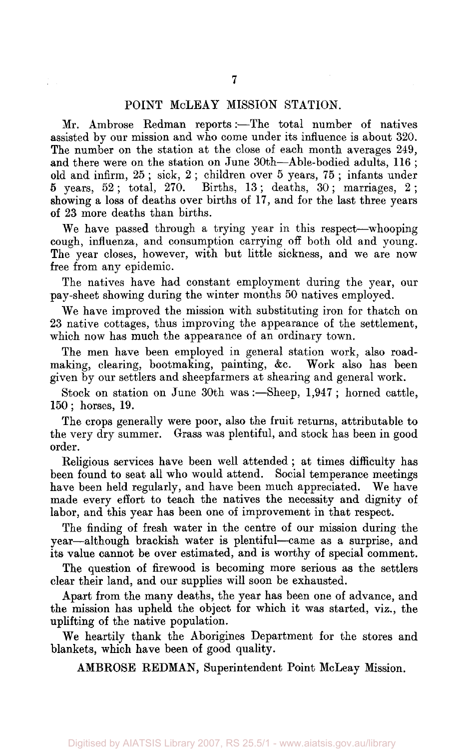## POINT McLEAY MISSION STATION.

Mr. Ambrose Redman reports:—The total number of natives assisted by our mission and who come under its influence is about 320. The number on the station at the close of each month averages 249, and there were on the station on June 30th—Able-bodied adults, 116; old and infirm, 25; sick, 2; children over 5 years, 75; infants under 5 years, 52; total, 270. Births, 13; deaths, 30; marriages, 2; showing a loss of deaths over births of 17, and for the last three years of 23 more deaths than births.

We have passed through a trying year in this respect—whooping cough, influenza, and consumption carrying off both old and young. The year closes, however, with but little sickness, and we are now free from any epidemic.

The natives have had constant employment during the year, our pay-sheet showing during the winter months 50 natives employed.

We have improved the mission with substituting iron for thatch on 23 native cottages, thus improving the appearance of the settlement, which now has much the appearance of an ordinary town.

The men have been employed in general station work, also road-making, clearing, bootmaking, painting, &c. Work also has been given by our settlers and sheepfarmers at shearing and general work.

Stock on station on June 30th was:—Sheep, 1,947; horned cattle, 150; horses, 19.

The crops generally were poor, also the fruit returns, attributable to the very dry summer. Grass was plentiful, and stock has been in good order.

Religious services have been well attended; at times difficulty has been found to seat all who would attend. Social temperance meetings have been held regularly, and have been much appreciated. We have made every effort to teach the natives the necessity and dignity of labor, and this year has been one of improvement in that respect.

The finding of fresh water in the centre of our mission during the year—although brackish water is plentiful—came as a surprise, and its value cannot be over estimated, and is worthy of special comment.

The question of firewood is becoming more serious as the settlers clear their land, and our supplies will soon be exhausted.

Apart from the many deaths, the year has been one of advance, and the mission has upheld the object for which it was started, viz., the uplifting of the native population.

We heartily thank the Aborigines Department for the stores and blankets, which have been of good quality.

AMBROSE REDMAN, Superintendent Point McLeay Mission.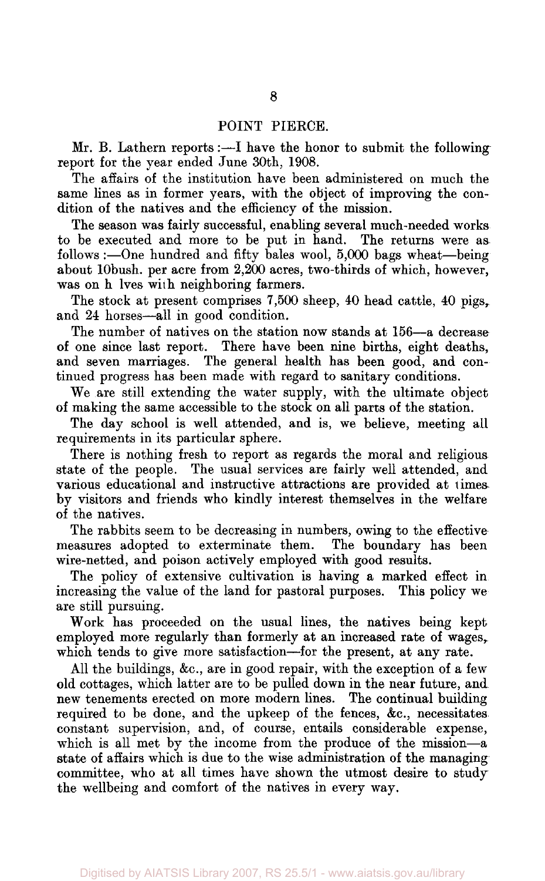## POINT PIERCE.

Mr. B. Lathern reports :—I have the honor to submit the following report for the year ended June 30th, 1908.

The affairs of the institution have been administered on much the same lines as in former years, with the object of improving the condition of the natives and the efficiency of the mission.

The season was fairly successful, enabling several much-needed works to be executed and more to be put in hand. The returns were as follows :—One hundred and fifty bales wool, 5,000 bags wheat—being about 10bush. per acre from 2,200 acres, two-thirds of which, however, was on h lves with neighboring farmers.

The stock at present comprises 7,500 sheep, 40 head cattle, 40 pigs, and 24 horses—all in good condition.

The number of natives on the station now stands at 156—a decrease of one since last report. There have been nine births, eight deaths, and seven marriages. The general health has been good, and continued progress has been made with regard to sanitary conditions.

We are still extending the water supply, with the ultimate object of making the same accessible to the stock on all parts of the station.

The day school is well attended, and is, we believe, meeting all requirements in its particular sphere.

There is nothing fresh to report as regards the moral and religious state of the people. The usual services are fairly well attended, and various educational and instructive attractions are provided at times by visitors and friends who kindly interest themselves in the welfare of the natives.

The rabbits seem to be decreasing in numbers, owing to the effective measures adopted to exterminate them. The boundary has been wire-netted, and poison actively employed with good results.

The policy of extensive cultivation is having a marked effect in increasing the value of the land for pastoral purposes. This policy we are still pursuing.

Work has proceeded on the usual lines, the natives being kept employed more regularly than formerly at an increased rate of wages, which tends to give more satisfaction—for the present, at any rate.

All the buildings, &c., are in good repair, with the exception of a few old cottages, which latter are to be pulled down in the near future, and new tenements erected on more modern lines. The continual building required to be done, and the upkeep of the fences, &c., necessitates constant supervision, and, of course, entails considerable expense, which is all met by the income from the produce of the mission—a state of affairs which is due to the wise administration of the managing committee, who at all times have shown the utmost desire to study the wellbeing and comfort of the natives in every way.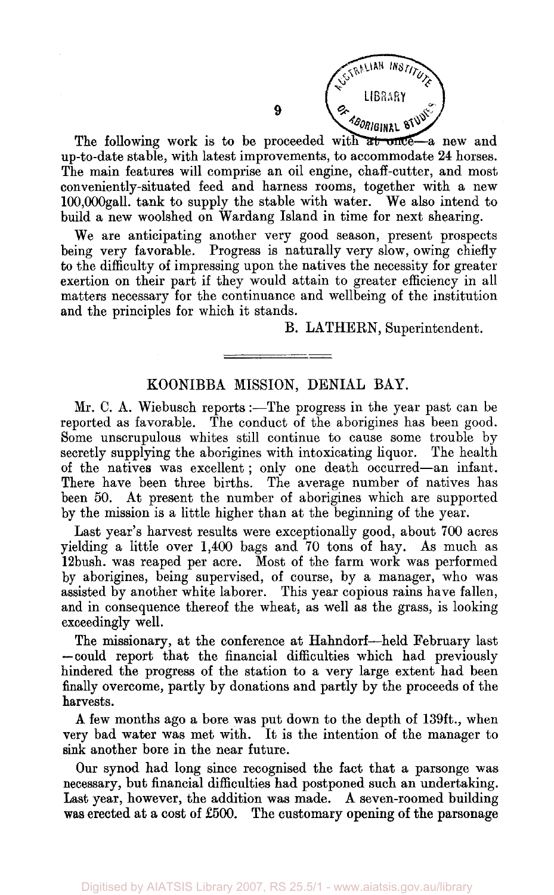The following work is to be proceeded with at once—a new and up-to-date stable, with latest improvements, to accommodate 24 horses. The main features will comprise an oil engine, chaff-cutter, and most conveniently-situated feed and harness rooms, together with a new 100,000gall. tank to supply the stable with water. We also intend to build a new woolshed on Wardang Island in time for next shearing.

We are anticipating another very good season, present prospects being very favorable. Progress is naturally very slow, owing chiefly to the difficulty of impressing upon the natives the necessity for greater exertion on their part if they would attain to greater efficiency in all matters necessary for the continuance and wellbeing of the institution and the principles for which it stands.

B. LATHERN, Superintendent.

## KOONIBBA MISSION, DENIAL BAY.

Mr. C. A. Wiebusch reports:—The progress in the year past can be reported as favorable. The conduct of the aborigines has been good. Some unscrupulous whites still continue to cause some trouble by secretly supplying the aborigines with intoxicating liquor. The health of the natives was excellent; only one death occurred—an infant. There have been three births. The average number of natives has been 50. At present the number of aborigines which are supported by the mission is a little higher than at the beginning of the year.

Last year's harvest results were exceptionally good, about 700 acres yielding a little over 1,400 bags and 70 tons of hay. As much as 12bush. was reaped per acre. Most of the farm work was performed by aborigines, being supervised, of course, by a manager, who was assisted by another white laborer. This year copious rains have fallen, and in consequence thereof the wheat, as well as the grass, is looking exceedingly well.

The missionary, at the conference at Hahndorf—held February last—could report that the financial difficulties which had previously hindered the progress of the station to a very large extent had been finally overcome, partly by donations and partly by the proceeds of the harvests.

A few months ago a bore was put down to the depth of 139ft., when very bad water was met with. It is the intention of the manager to sink another bore in the near future.

Our synod had long since recognised the fact that a parsonge was necessary, but financial difficulties had postponed such an undertaking. Last year, however, the addition was made. A seven-roomed building was erected at a cost of £500. The customary opening of the parsonage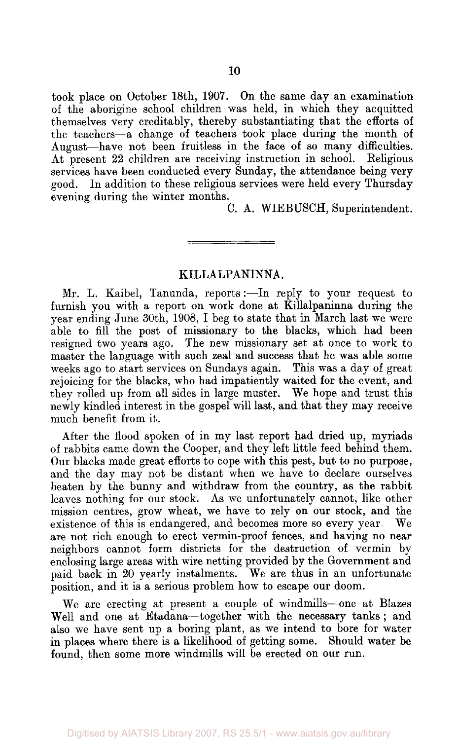took place on October 18th, 1907. On the same day an examination of the aborigine school children was held, in which they acquitted themselves very creditably, thereby substantiating that the efforts of the teachers—a change of teachers took place during the month of August—have not been fruitless in the face of so many difficulties. At present 22 children are receiving instruction in school. Religious services have been conducted every Sunday, the attendance being very good. In addition to these religious services were held every Thursday evening during the winter months.

C. A. WIEBUSCH, Superintendent.

## KILLALPANINNA.

Mr. L. Kaibel, Tanunda, reports:—In reply to your request to furnish you with a report on work done at Killalpaninna during the year ending June 30th, 1908, I beg to state that in March last we were able to fill the post of missionary to the blacks, which had been resigned two years ago. The new missionary set at once to work to master the language with such zeal and success that he was able some weeks ago to start services on Sundays again. This was a day of great rejoicing for the blacks, who had impatiently waited for the event, and they rolled up from all sides in large muster. We hope and trust this newly kindled interest in the gospel will last, and that they may receive much benefit from it.

After the flood spoken of in my last report had dried up, myriads of rabbits came down the Cooper, and they left little feed behind them. Our blacks made great efforts to cope with this pest, but to no purpose, and the day may not be distant when we have to declare ourselves beaten by the bunny and withdraw from the country, as the rabbit leaves nothing for our stock. As we unfortunately cannot, like other mission centres, grow wheat, we have to rely on our stock, and the existence of this is endangered, and becomes more so every year. We are not rich enough to erect vermin-proof fences, and having no near neighbors cannot form districts for the destruction of vermin by enclosing large areas with wire netting provided by the Government and paid back in 20 yearly instalments. We are thus in an unfortunate position, and it is a serious problem how to escape our doom.

We are erecting at present a couple of windmills—one at Blazes Well and one at Etadana—together with the necessary tanks; and also we have sent up a boring plant, as we intend to bore for water in places where there is a likelihood of getting some. Should water be found, then some more windmills will be erected on our run.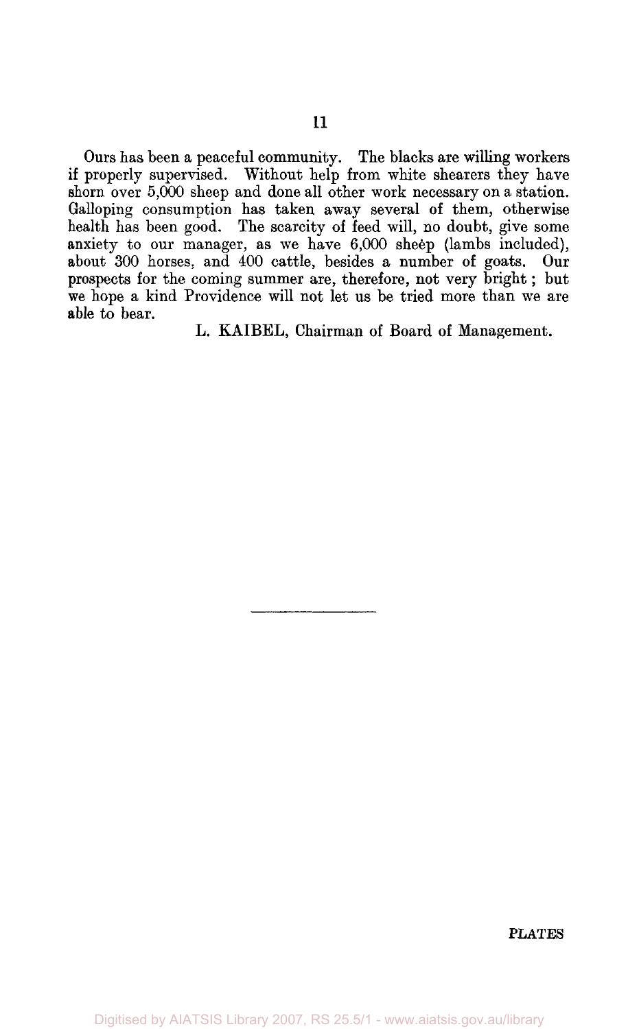Ours has been a peaceful community. The blacks are willing workers if properly supervised. Without help from white shearers they have shorn over 5,000 sheep and done all other work necessary on a station. Galloping consumption has taken away several of them, otherwise health has been good. The scarcity of feed will, no doubt, give some anxiety to our manager, as we have 6,000 sheep (lambs included), about 300 horses, and 400 cattle, besides a number of goats. Our prospects for the coming summer are, therefore, not very bright; but we hope a kind Providence will not let us be tried more than we are able to bear.

L. KAIBEL, Chairman of Board of Management.

---

PLATES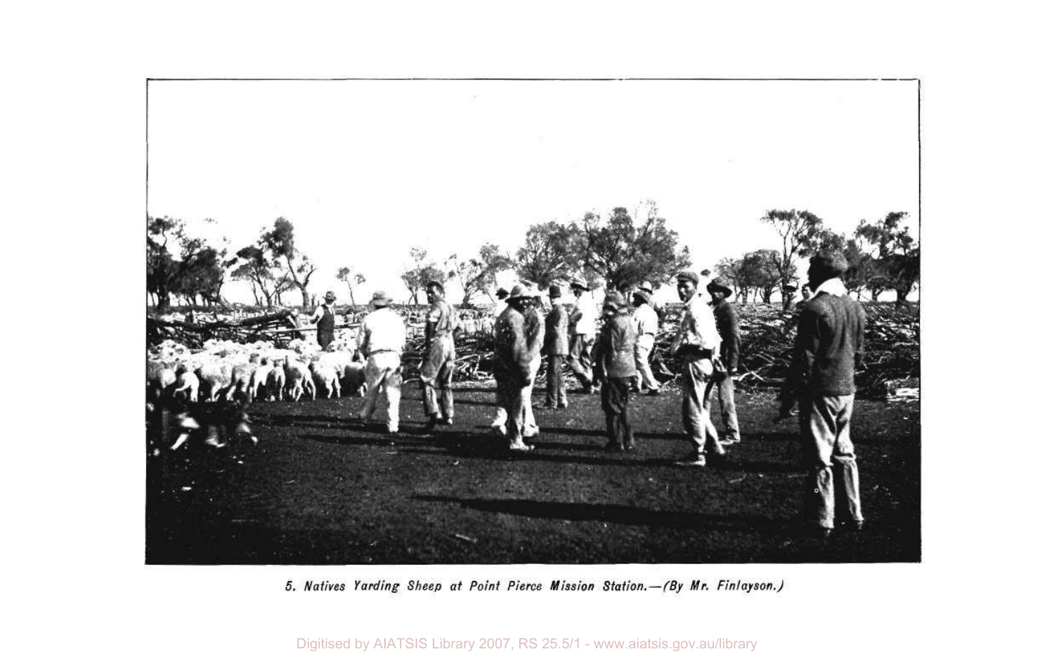*5. Natives Yarding Sheep at Point Pierce Mission Station.—(By Mr. Finlayson.)*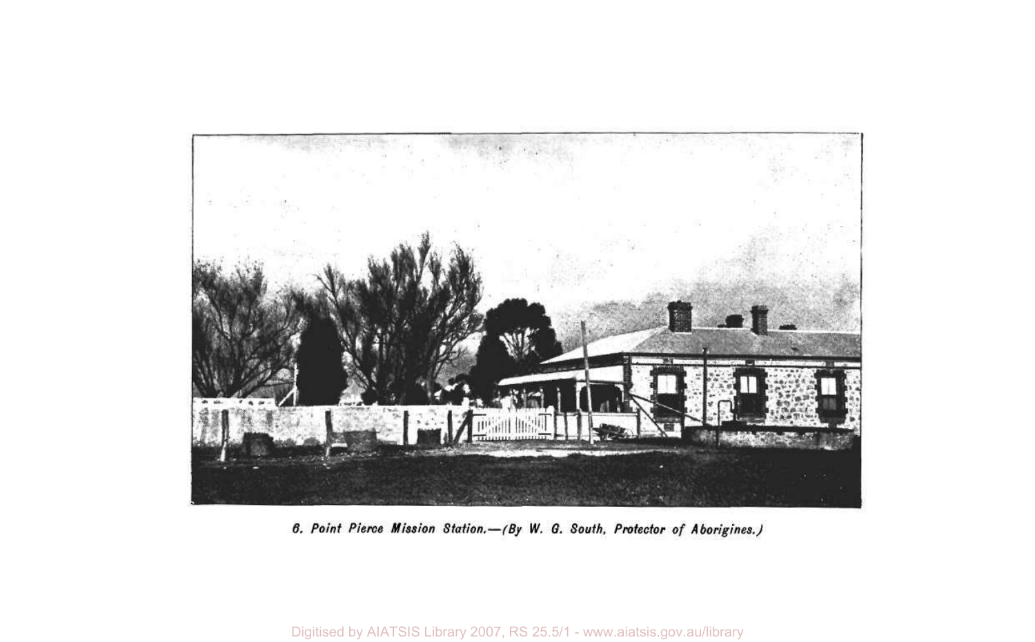6. Point Pierce Mission Station.—(By W. G. South, Protector of Aborigines.)